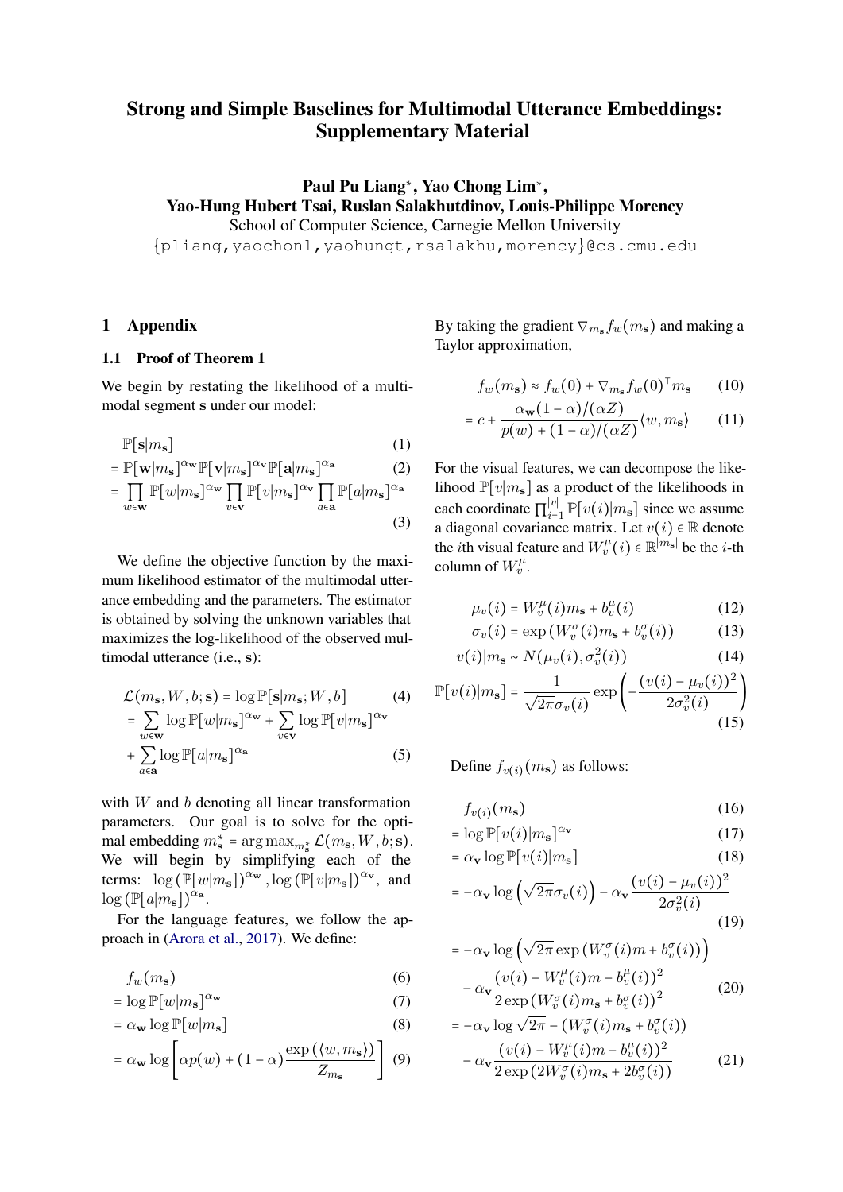# Strong and Simple Baselines for Multimodal Utterance Embeddings: Supplementary Material

**Paul Pu Liang***, **Yao Chong Lim***,
**Yao-Hung Hubert Tsai, Ruslan Salakhutdinov, Louis-Philippe Morency**
School of Computer Science, Carnegie Mellon University
{pliang,yaochonl,yaohungt,rsalakhu,morency}@cs.cmu.edu

## 1 Appendix

### 1.1 Proof of Theorem 1

We begin by restating the likelihood of a multimodal segment $\mathbf{s}$ under our model:

$$
\begin{aligned}
&\mathbb{P}[\mathbf{s}|m_{\mathbf{s}}] && (1)\\
&= \mathbb{P}[\mathbf{w}|m_{\mathbf{s}}]^{\alpha_{\mathbf{w}}}\mathbb{P}[\mathbf{v}|m_{\mathbf{s}}]^{\alpha_{\mathbf{v}}}\mathbb{P}[\mathbf{a}|m_{\mathbf{s}}]^{\alpha_{\mathbf{a}}} && (2)\\
&= \prod_{w\in\mathbf{w}}\mathbb{P}[w|m_{\mathbf{s}}]^{\alpha_{\mathbf{w}}}\prod_{v\in\mathbf{v}}\mathbb{P}[v|m_{\mathbf{s}}]^{\alpha_{\mathbf{v}}}\prod_{a\in\mathbf{a}}\mathbb{P}[a|m_{\mathbf{s}}]^{\alpha_{\mathbf{a}}} && (3)
\end{aligned}
$$

We define the objective function by the maximum likelihood estimator of the multimodal utterance embedding and the parameters. The estimator is obtained by solving the unknown variables that maximizes the log-likelihood of the observed multimodal utterance (i.e., $\mathbf{s}$):

$$
\begin{aligned}
&\mathcal{L}(m_{\mathbf{s}}, W, b; \mathbf{s}) = \log\mathbb{P}[\mathbf{s}|m_{\mathbf{s}}; W, b] && (4)\\
&= \sum_{w\in\mathbf{w}}\log\mathbb{P}[w|m_{\mathbf{s}}]^{\alpha_{\mathbf{w}}} + \sum_{v\in\mathbf{v}}\log\mathbb{P}[v|m_{\mathbf{s}}]^{\alpha_{\mathbf{v}}}\\
&+ \sum_{a\in\mathbf{a}}\log\mathbb{P}[a|m_{\mathbf{s}}]^{\alpha_{\mathbf{a}}} && (5)
\end{aligned}
$$

with $W$ and $b$ denoting all linear transformation parameters. Our goal is to solve for the optimal embedding $m_{\mathbf{s}}^* = \arg\max_{m_{\mathbf{s}}^*}\mathcal{L}(m_{\mathbf{s}}, W, b; \mathbf{s})$. We will begin by simplifying each of the terms: $\log\left(\mathbb{P}[w|m_{\mathbf{s}}]\right)^{\alpha_{\mathbf{w}}}, \log\left(\mathbb{P}[v|m_{\mathbf{s}}]\right)^{\alpha_{\mathbf{v}}}$, and $\log\left(\mathbb{P}[a|m_{\mathbf{s}}]\right)^{\alpha_{\mathbf{a}}}$.

For the language features, we follow the approach in (Arora et al., 2017). We define:

$$
\begin{aligned}
&f_w(m_{\mathbf{s}}) && (6)\\
&= \log\mathbb{P}[w|m_{\mathbf{s}}]^{\alpha_{\mathbf{w}}} && (7)\\
&= \alpha_{\mathbf{w}}\log\mathbb{P}[w|m_{\mathbf{s}}] && (8)\\
&= \alpha_{\mathbf{w}}\log\left[\alpha p(w) + (1-\alpha)\frac{\exp\left(\langle w, m_{\mathbf{s}}\rangle\right)}{Z_{m_{\mathbf{s}}}}\right] && (9)
\end{aligned}
$$

By taking the gradient $\nabla_{m_{\mathbf{s}}} f_w(m_{\mathbf{s}})$ and making a Taylor approximation,

$$
\begin{aligned}
&f_w(m_{\mathbf{s}}) \approx f_w(0) + \nabla_{m_{\mathbf{s}}} f_w(0)^\top m_{\mathbf{s}} && (10)\\
&= c + \frac{\alpha_{\mathbf{w}}(1-\alpha)/(\alpha Z)}{p(w) + (1-\alpha)/(\alpha Z)}\langle w, m_{\mathbf{s}}\rangle && (11)
\end{aligned}
$$

For the visual features, we can decompose the likelihood $\mathbb{P}[v|m_{\mathbf{s}}]$ as a product of the likelihoods in each coordinate $\prod_{i=1}^{|v|}\mathbb{P}[v(i)|m_{\mathbf{s}}]$ since we assume a diagonal covariance matrix. Let $v(i) \in \mathbb{R}$ denote the $i$th visual feature and $W_v^\mu(i) \in \mathbb{R}^{|m_{\mathbf{s}}|}$ be the $i$-th column of $W_v^\mu$.

$$
\begin{aligned}
\mu_v(i) &= W_v^\mu(i) m_{\mathbf{s}} + b_v^\mu(i) && (12)\\
\sigma_v(i) &= \exp\left(W_v^\sigma(i) m_{\mathbf{s}} + b_v^\sigma(i)\right) && (13)\\
v(i)|m_{\mathbf{s}} &\sim N(\mu_v(i), \sigma_v^2(i)) && (14)\\
\mathbb{P}[v(i)|m_{\mathbf{s}}] &= \frac{1}{\sqrt{2\pi}\sigma_v(i)}\exp\left(-\frac{(v(i)-\mu_v(i))^2}{2\sigma_v^2(i)}\right) && (15)
\end{aligned}
$$

Define $f_{v(i)}(m_{\mathbf{s}})$ as follows:

$$
\begin{aligned}
&f_{v(i)}(m_{\mathbf{s}}) && (16)\\
&= \log\mathbb{P}[v(i)|m_{\mathbf{s}}]^{\alpha_{\mathbf{v}}} && (17)\\
&= \alpha_{\mathbf{v}}\log\mathbb{P}[v(i)|m_{\mathbf{s}}] && (18)\\
&= -\alpha_{\mathbf{v}}\log\left(\sqrt{2\pi}\sigma_v(i)\right) - \alpha_{\mathbf{v}}\frac{(v(i)-\mu_v(i))^2}{2\sigma_v^2(i)} && (19)\\
&= -\alpha_{\mathbf{v}}\log\left(\sqrt{2\pi}\exp\left(W_v^\sigma(i)m + b_v^\sigma(i)\right)\right)\\
&\quad - \alpha_{\mathbf{v}}\frac{(v(i)-W_v^\mu(i)m - b_v^\mu(i))^2}{2\exp\left(W_v^\sigma(i)m_{\mathbf{s}} + b_v^\sigma(i)\right)^2} && (20)\\
&= -\alpha_{\mathbf{v}}\log\sqrt{2\pi} - \left(W_v^\sigma(i)m_{\mathbf{s}} + b_v^\sigma(i)\right)\\
&\quad - \alpha_{\mathbf{v}}\frac{(v(i)-W_v^\mu(i)m - b_v^\mu(i))^2}{2\exp\left(2W_v^\sigma(i)m_{\mathbf{s}} + 2b_v^\sigma(i)\right)} && (21)
\end{aligned}
$$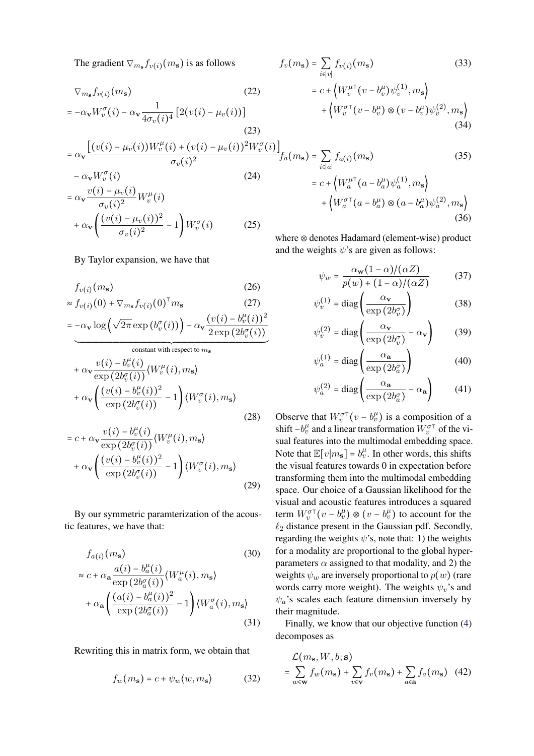The gradient $\nabla_{m_\mathbf{s}} f_{v(i)}(m_\mathbf{s})$ is as follows

$$
\begin{aligned}
&\nabla_{m_\mathbf{s}} f_{v(i)}(m_\mathbf{s}) && (22)\\
&= -\alpha_\mathbf{v} W_v^\sigma(i) - \alpha_\mathbf{v} \frac{1}{4\sigma_v(i)^4}\left[2(v(i) - \mu_v(i))\right] && (23)\\
&= \alpha_\mathbf{v} \frac{\left[(v(i)-\mu_v(i))W_v^\mu(i) + (v(i)-\mu_v(i))^2 W_v^\sigma(i)\right]}{\sigma_v(i)^2} \\
&\quad - \alpha_\mathbf{v} W_v^\sigma(i) && (24)\\
&= \alpha_\mathbf{v} \frac{v(i)-\mu_v(i)}{\sigma_v(i)^2} W_v^\mu(i) \\
&\quad + \alpha_\mathbf{v}\left(\frac{(v(i)-\mu_v(i))^2}{\sigma_v(i)^2} - 1\right) W_v^\sigma(i) && (25)
\end{aligned}
$$

By Taylor expansion, we have that

$$
\begin{aligned}
&f_{v(i)}(m_\mathbf{s}) && (26)\\
&\approx f_{v(i)}(0) + \nabla_{m_\mathbf{s}} f_{v(i)}(0)^\top m_\mathbf{s} && (27)\\
&= \underbrace{-\alpha_\mathbf{v} \log\left(\sqrt{2\pi}\exp\left(b_v^\sigma(i)\right)\right) - \alpha_\mathbf{v}\frac{(v(i)-b_v^\mu(i))^2}{2\exp\left(2b_v^\sigma(i)\right)}}_{\text{constant with respect to } m_\mathbf{s}} \\
&\quad + \alpha_\mathbf{v} \frac{v(i)-b_v^\mu(i)}{\exp\left(2b_v^\sigma(i)\right)}\langle W_v^\mu(i), m_\mathbf{s}\rangle \\
&\quad + \alpha_\mathbf{v}\left(\frac{(v(i)-b_v^\mu(i))^2}{\exp\left(2b_v^\sigma(i)\right)} - 1\right)\langle W_v^\sigma(i), m_\mathbf{s}\rangle && (28)\\
&= c + \alpha_\mathbf{v} \frac{v(i)-b_v^\mu(i)}{\exp\left(2b_v^\sigma(i)\right)}\langle W_v^\mu(i), m_\mathbf{s}\rangle \\
&\quad + \alpha_\mathbf{v}\left(\frac{(v(i)-b_v^\mu(i))^2}{\exp\left(2b_v^\sigma(i)\right)} - 1\right)\langle W_v^\sigma(i), m_\mathbf{s}\rangle && (29)
\end{aligned}
$$

By our symmetric paramterization of the acoustic features, we have that:

$$
\begin{aligned}
&f_{a(i)}(m_\mathbf{s}) && (30)\\
&\approx c + \alpha_\mathbf{a} \frac{a(i)-b_a^\mu(i)}{\exp\left(2b_a^\sigma(i)\right)}\langle W_a^\mu(i), m_\mathbf{s}\rangle \\
&\quad + \alpha_\mathbf{a}\left(\frac{(a(i)-b_a^\mu(i))^2}{\exp\left(2b_a^\sigma(i)\right)} - 1\right)\langle W_a^\sigma(i), m_\mathbf{s}\rangle && (31)
\end{aligned}
$$

Rewriting this in matrix form, we obtain that

$$
f_w(m_\mathbf{s}) = c + \psi_w \langle w, m_\mathbf{s}\rangle \tag{32}
$$

$$
\begin{aligned}
f_v(m_\mathbf{s}) &= \sum_{i \in |v|} f_{v(i)}(m_\mathbf{s}) && (33)\\
&= c + \left\langle W_v^{\mu\top}(v - b_v^\mu)\psi_v^{(1)}, m_\mathbf{s}\right\rangle \\
&\quad + \left\langle W_v^{\sigma\top}(v - b_v^\mu)\otimes(v - b_v^\mu)\psi_v^{(2)}, m_\mathbf{s}\right\rangle && (34)
\end{aligned}
$$

$$
\begin{aligned}
f_a(m_\mathbf{s}) &= \sum_{i \in |a|} f_{a(i)}(m_\mathbf{s}) && (35)\\
&= c + \left\langle W_a^{\mu\top}(a - b_a^\mu)\psi_a^{(1)}, m_\mathbf{s}\right\rangle \\
&\quad + \left\langle W_a^{\sigma\top}(a - b_a^\mu)\otimes(a - b_a^\mu)\psi_a^{(2)}, m_\mathbf{s}\right\rangle && (36)
\end{aligned}
$$

where $\otimes$ denotes Hadamard (element-wise) product and the weights $\psi$'s are given as follows:

$$
\psi_w = \frac{\alpha_\mathbf{w}(1-\alpha)/(\alpha Z)}{p(w) + (1-\alpha)/(\alpha Z)} \tag{37}
$$

$$
\psi_v^{(1)} = \operatorname{diag}\left(\frac{\alpha_\mathbf{v}}{\exp\left(2b_v^\sigma\right)}\right) \tag{38}
$$

$$
\psi_v^{(2)} = \operatorname{diag}\left(\frac{\alpha_\mathbf{v}}{\exp\left(2b_v^\sigma\right)} - \alpha_\mathbf{v}\right) \tag{39}
$$

$$
\psi_a^{(1)} = \operatorname{diag}\left(\frac{\alpha_\mathbf{a}}{\exp\left(2b_a^\sigma\right)}\right) \tag{40}
$$

$$
\psi_a^{(2)} = \operatorname{diag}\left(\frac{\alpha_\mathbf{a}}{\exp\left(2b_a^\sigma\right)} - \alpha_\mathbf{a}\right) \tag{41}
$$

Observe that $W_v^{\sigma\top}(v - b_v^\mu)$ is a composition of a shift $-b_v^\mu$ and a linear transformation $W_v^{\sigma\top}$ of the visual features into the multimodal embedding space. Note that $\mathbb{E}[v|m_\mathbf{s}] = b_v^\mu$. In other words, this shifts the visual features towards 0 in expectation before transforming them into the multimodal embedding space. Our choice of a Gaussian likelihood for the visual and acoustic features introduces a squared term $W_v^{\sigma\top}(v - b_v^\mu)\otimes(v - b_v^\mu)$ to account for the $\ell_2$ distance present in the Gaussian pdf. Secondly, regarding the weights $\psi$'s, note that: 1) the weights for a modality are proportional to the global hyperparameters $\alpha$ assigned to that modality, and 2) the weights $\psi_w$ are inversely proportional to $p(w)$ (rare words carry more weight). The weights $\psi_v$'s and $\psi_a$'s scales each feature dimension inversely by their magnitude.

Finally, we know that our objective function (4) decomposes as

$$
\begin{aligned}
&\mathcal{L}(m_\mathbf{s}, W, b; \mathbf{s}) \\
&= \sum_{w \in \mathbf{w}} f_w(m_\mathbf{s}) + \sum_{v \in \mathbf{v}} f_v(m_\mathbf{s}) + \sum_{a \in \mathbf{a}} f_a(m_\mathbf{s}) && (42)
\end{aligned}
$$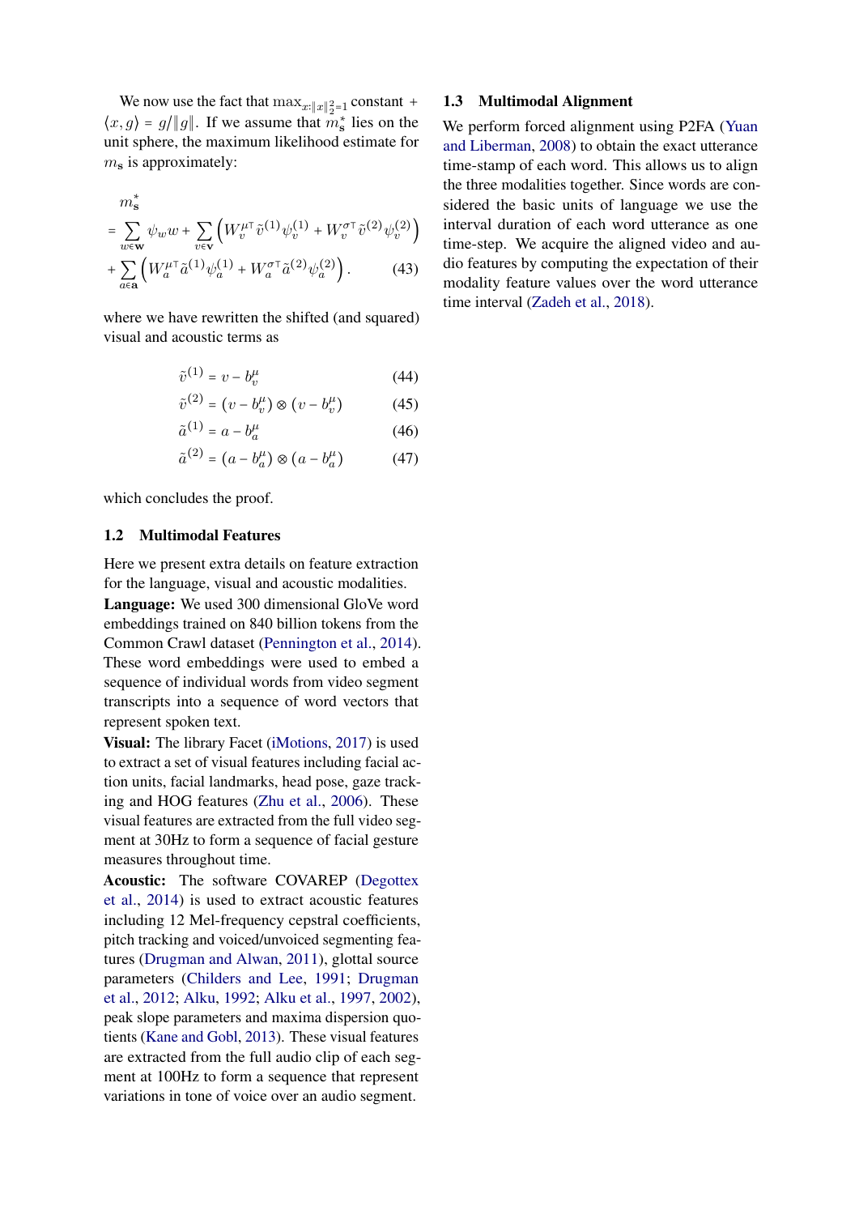We now use the fact that $\max_{x:\|x\|_2^2=1}$ constant + $\langle x, g \rangle = g/\|g\|$. If we assume that $m_{\mathbf{s}}^*$ lies on the unit sphere, the maximum likelihood estimate for $m_{\mathbf{s}}$ is approximately:

$$
\begin{aligned}
&m_{\mathbf{s}}^* \\
&= \sum_{w \in \mathbf{w}} \psi_w w + \sum_{v \in \mathbf{v}} \left( W_v^{\mu\top} \tilde{v}^{(1)} \psi_v^{(1)} + W_v^{\sigma\top} \tilde{v}^{(2)} \psi_v^{(2)} \right) \\
&+ \sum_{a \in \mathbf{a}} \left( W_a^{\mu\top} \tilde{a}^{(1)} \psi_a^{(1)} + W_a^{\sigma\top} \tilde{a}^{(2)} \psi_a^{(2)} \right). \qquad (43)
\end{aligned}
$$

where we have rewritten the shifted (and squared) visual and acoustic terms as

$$\tilde{v}^{(1)} = v - b_v^{\mu} \qquad (44)$$

$$\tilde{v}^{(2)} = (v - b_v^{\mu}) \otimes (v - b_v^{\mu}) \qquad (45)$$

$$\tilde{a}^{(1)} = a - b_a^{\mu} \qquad (46)$$

$$\tilde{a}^{(2)} = (a - b_a^{\mu}) \otimes (a - b_a^{\mu}) \qquad (47)$$

which concludes the proof.

### 1.2 Multimodal Features

Here we present extra details on feature extraction for the language, visual and acoustic modalities.

**Language:** We used 300 dimensional GloVe word embeddings trained on 840 billion tokens from the Common Crawl dataset (Pennington et al., 2014). These word embeddings were used to embed a sequence of individual words from video segment transcripts into a sequence of word vectors that represent spoken text.

**Visual:** The library Facet (iMotions, 2017) is used to extract a set of visual features including facial action units, facial landmarks, head pose, gaze tracking and HOG features (Zhu et al., 2006). These visual features are extracted from the full video segment at 30Hz to form a sequence of facial gesture measures throughout time.

**Acoustic:** The software COVAREP (Degottex et al., 2014) is used to extract acoustic features including 12 Mel-frequency cepstral coefficients, pitch tracking and voiced/unvoiced segmenting features (Drugman and Alwan, 2011), glottal source parameters (Childers and Lee, 1991; Drugman et al., 2012; Alku, 1992; Alku et al., 1997, 2002), peak slope parameters and maxima dispersion quotients (Kane and Gobl, 2013). These visual features are extracted from the full audio clip of each segment at 100Hz to form a sequence that represent variations in tone of voice over an audio segment.

### 1.3 Multimodal Alignment

We perform forced alignment using P2FA (Yuan and Liberman, 2008) to obtain the exact utterance time-stamp of each word. This allows us to align the three modalities together. Since words are considered the basic units of language we use the interval duration of each word utterance as one time-step. We acquire the aligned video and audio features by computing the expectation of their modality feature values over the word utterance time interval (Zadeh et al., 2018).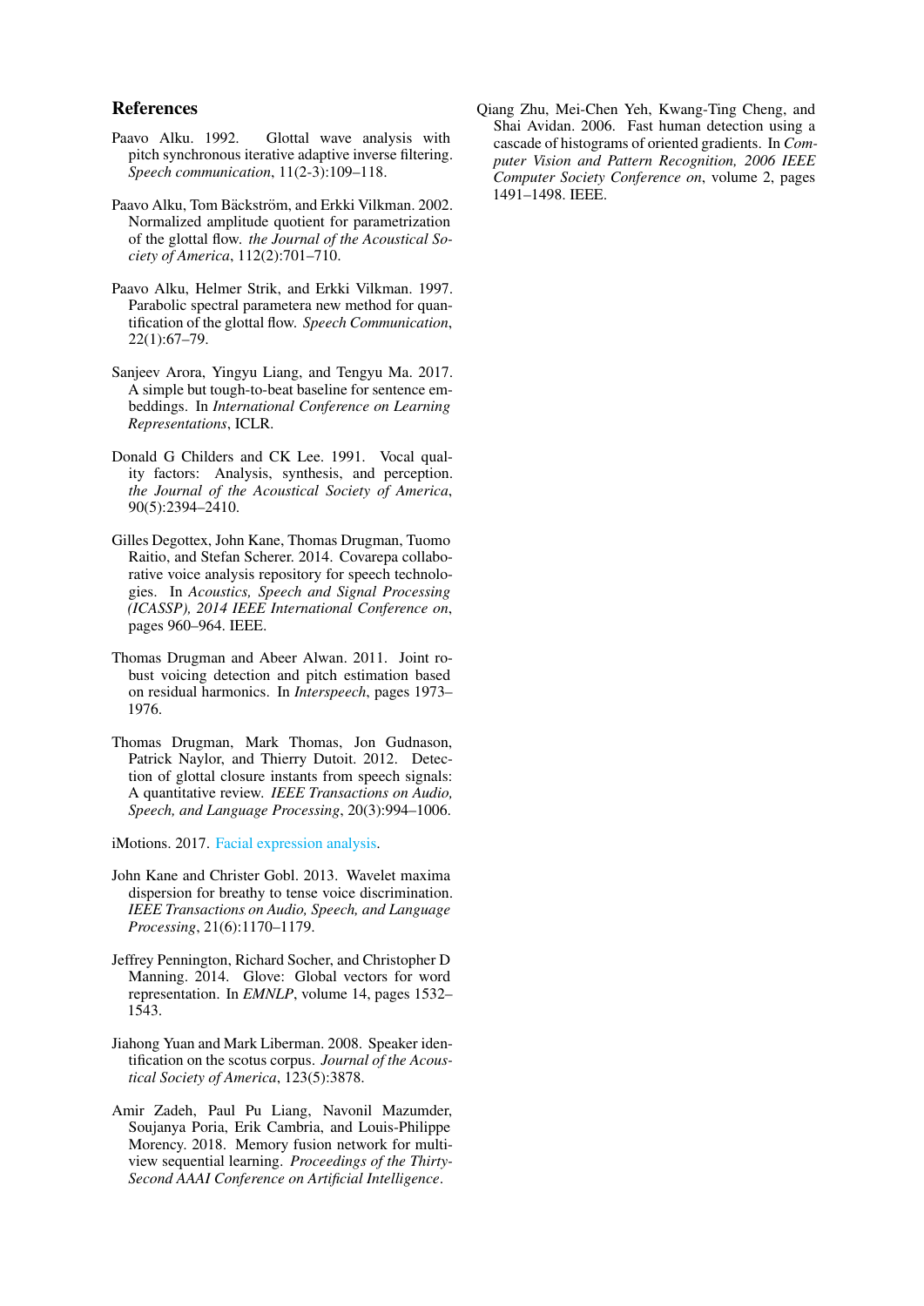## References

Paavo Alku. 1992. Glottal wave analysis with pitch synchronous iterative adaptive inverse filtering. *Speech communication*, 11(2-3):109–118.

Paavo Alku, Tom Bäckström, and Erkki Vilkman. 2002. Normalized amplitude quotient for parametrization of the glottal flow. *the Journal of the Acoustical Society of America*, 112(2):701–710.

Paavo Alku, Helmer Strik, and Erkki Vilkman. 1997. Parabolic spectral parametera new method for quantification of the glottal flow. *Speech Communication*, 22(1):67–79.

Sanjeev Arora, Yingyu Liang, and Tengyu Ma. 2017. A simple but tough-to-beat baseline for sentence embeddings. In *International Conference on Learning Representations*, ICLR.

Donald G Childers and CK Lee. 1991. Vocal quality factors: Analysis, synthesis, and perception. *the Journal of the Acoustical Society of America*, 90(5):2394–2410.

Gilles Degottex, John Kane, Thomas Drugman, Tuomo Raitio, and Stefan Scherer. 2014. Covarepa collaborative voice analysis repository for speech technologies. In *Acoustics, Speech and Signal Processing (ICASSP), 2014 IEEE International Conference on*, pages 960–964. IEEE.

Thomas Drugman and Abeer Alwan. 2011. Joint robust voicing detection and pitch estimation based on residual harmonics. In *Interspeech*, pages 1973–1976.

Thomas Drugman, Mark Thomas, Jon Gudnason, Patrick Naylor, and Thierry Dutoit. 2012. Detection of glottal closure instants from speech signals: A quantitative review. *IEEE Transactions on Audio, Speech, and Language Processing*, 20(3):994–1006.

iMotions. 2017. Facial expression analysis.

John Kane and Christer Gobl. 2013. Wavelet maxima dispersion for breathy to tense voice discrimination. *IEEE Transactions on Audio, Speech, and Language Processing*, 21(6):1170–1179.

Jeffrey Pennington, Richard Socher, and Christopher D Manning. 2014. Glove: Global vectors for word representation. In *EMNLP*, volume 14, pages 1532–1543.

Jiahong Yuan and Mark Liberman. 2008. Speaker identification on the scotus corpus. *Journal of the Acoustical Society of America*, 123(5):3878.

Amir Zadeh, Paul Pu Liang, Navonil Mazumder, Soujanya Poria, Erik Cambria, and Louis-Philippe Morency. 2018. Memory fusion network for multi-view sequential learning. *Proceedings of the Thirty-Second AAAI Conference on Artificial Intelligence*.

Qiang Zhu, Mei-Chen Yeh, Kwang-Ting Cheng, and Shai Avidan. 2006. Fast human detection using a cascade of histograms of oriented gradients. In *Computer Vision and Pattern Recognition, 2006 IEEE Computer Society Conference on*, volume 2, pages 1491–1498. IEEE.